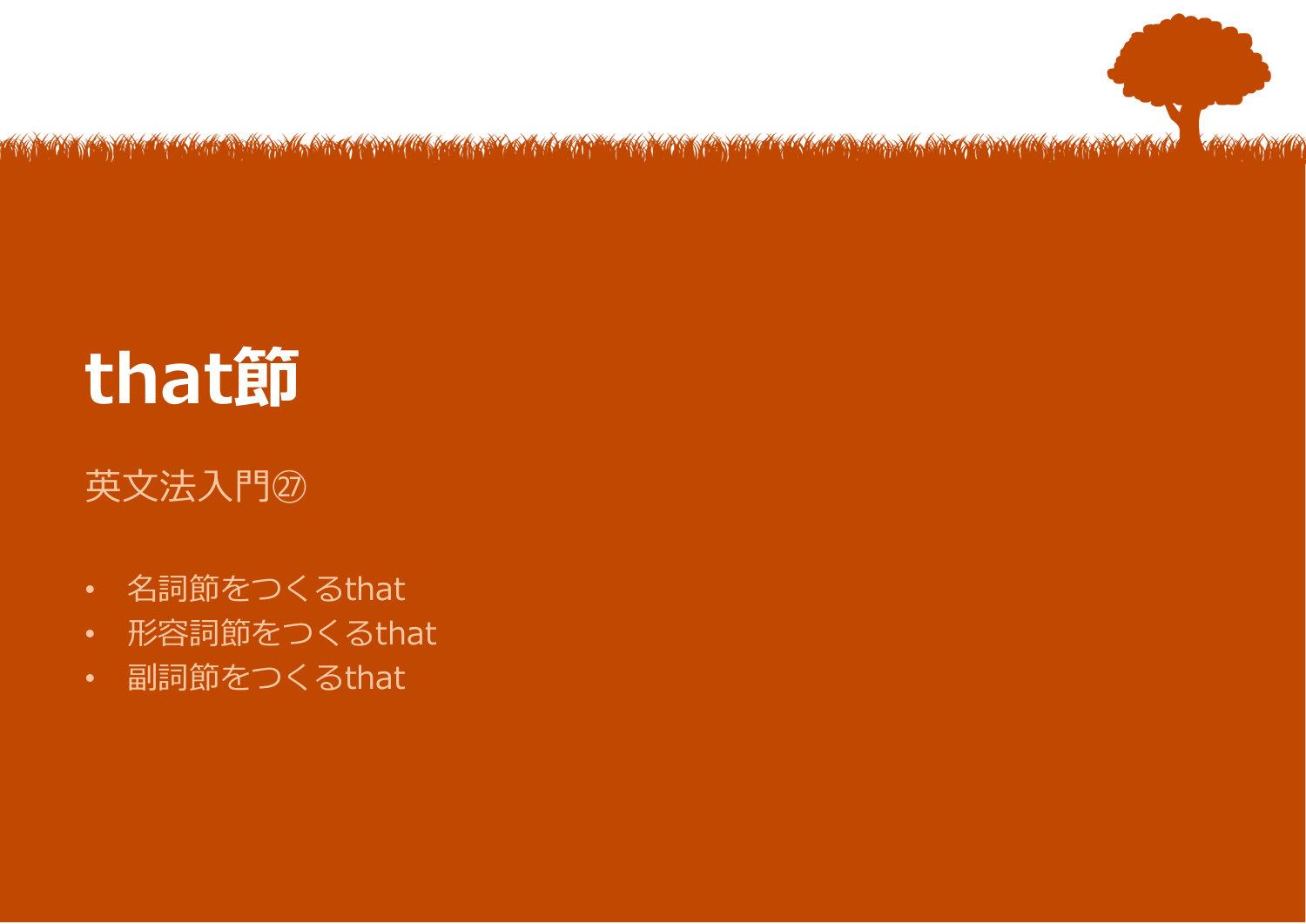# that節

英文法入門㉗

- 名詞節をつくるthat
- 形容詞節をつくるthat
- 副詞節をつくるthat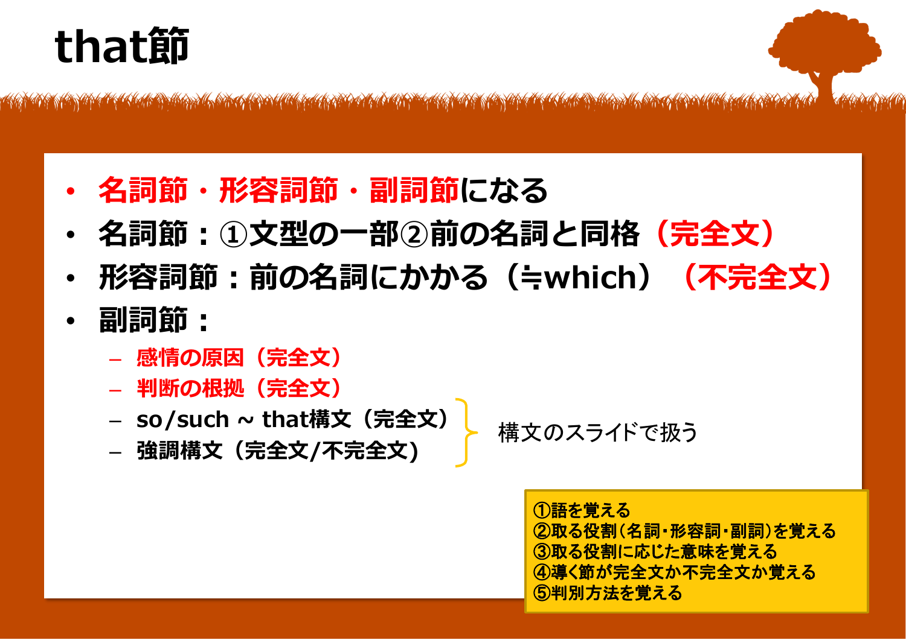# that節

- **名詞節・形容詞節・副詞節**になる
- **名詞節：①文型の一部②前の名詞と同格（完全文）**
- **形容詞節：前の名詞にかかる（≒which）（不完全文）**
- **副詞節：**
  - **感情の原因（完全文）**
  - **判断の根拠（完全文）**
  - **so/such ~ that構文（完全文）**
  - **強調構文（完全文/不完全文）**

  （so/such ~ that構文・強調構文は）構文のスライドで扱う

①語を覚える
②取る役割（名詞・形容詞・副詞）を覚える
③取る役割に応じた意味を覚える
④導く節が完全文か不完全文か覚える
⑤判別方法を覚える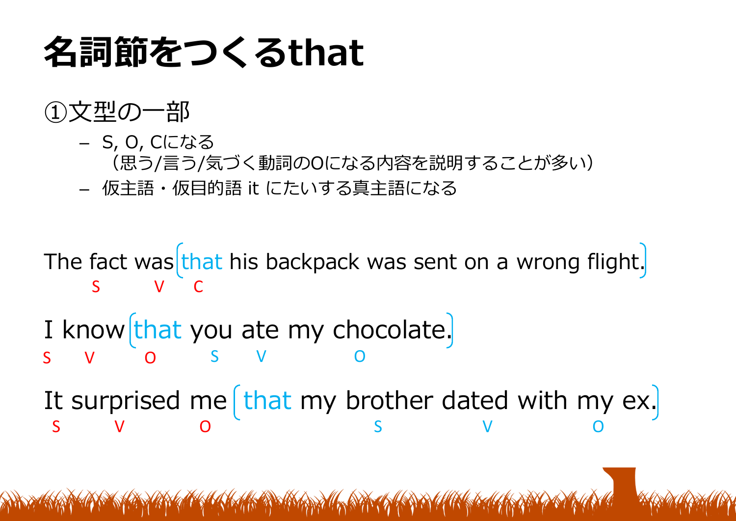# 名詞節をつくるthat

①文型の一部

- S, O, Cになる
（思う/言う/気づく動詞のOになる内容を説明することが多い）
- 仮主語・仮目的語 it にたいする真主語になる

The fact was [that his backpack was sent on a wrong flight.]
S V C

I know [that you ate my chocolate.]
S V O S V O

It surprised me [that my brother dated with my ex.]
S V O S V O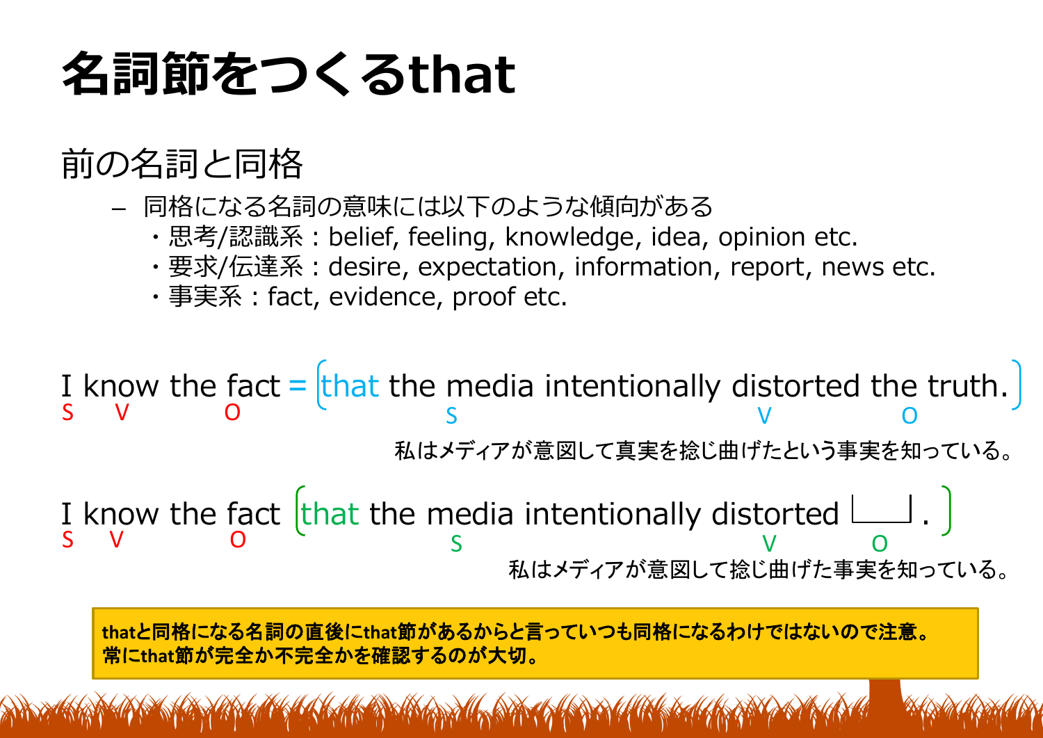# 名詞節をつくるthat

## 前の名詞と同格

– 同格になる名詞の意味には以下のような傾向がある
  - ・思考/認識系：belief, feeling, knowledge, idea, opinion etc.
  - ・要求/伝達系：desire, expectation, information, report, news etc.
  - ・事実系：fact, evidence, proof etc.

I know the fact = [that the media intentionally distorted the truth.]

S V O ／ S V O

私はメディアが意図して真実を捻じ曲げたという事実を知っている。

I know the fact [that the media intentionally distorted ＿＿ .]

S V O ／ S V O

私はメディアが意図して捻じ曲げた事実を知っている。

**thatと同格になる名詞の直後にthat節があるからと言っていつも同格になるわけではないので注意。常にthat節が完全か不完全かを確認するのが大切。**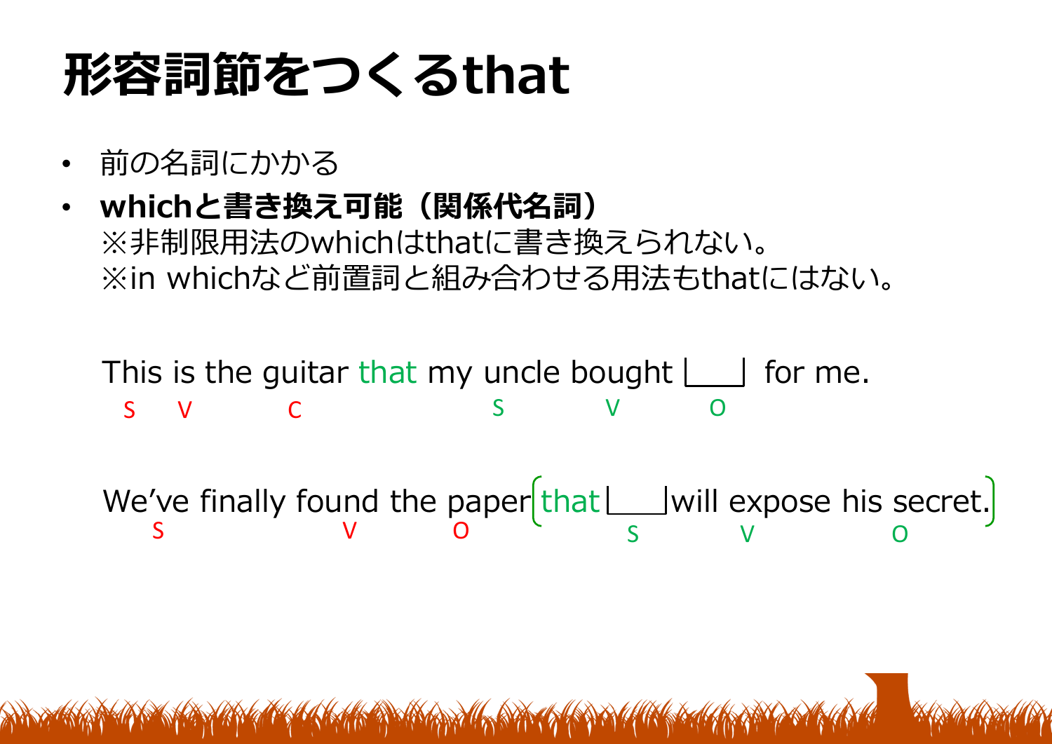# 形容詞節をつくるthat

- 前の名詞にかかる
- **whichと書き換え可能（関係代名詞）**
  ※非制限用法のwhichはthatに書き換えられない。
  ※in whichなど前置詞と組み合わせる用法もthatにはない。

This is the guitar that my uncle bought [ ] for me.

S V C S V O

We've finally found the paper (that [ ] will expose his secret.)

S V O S V O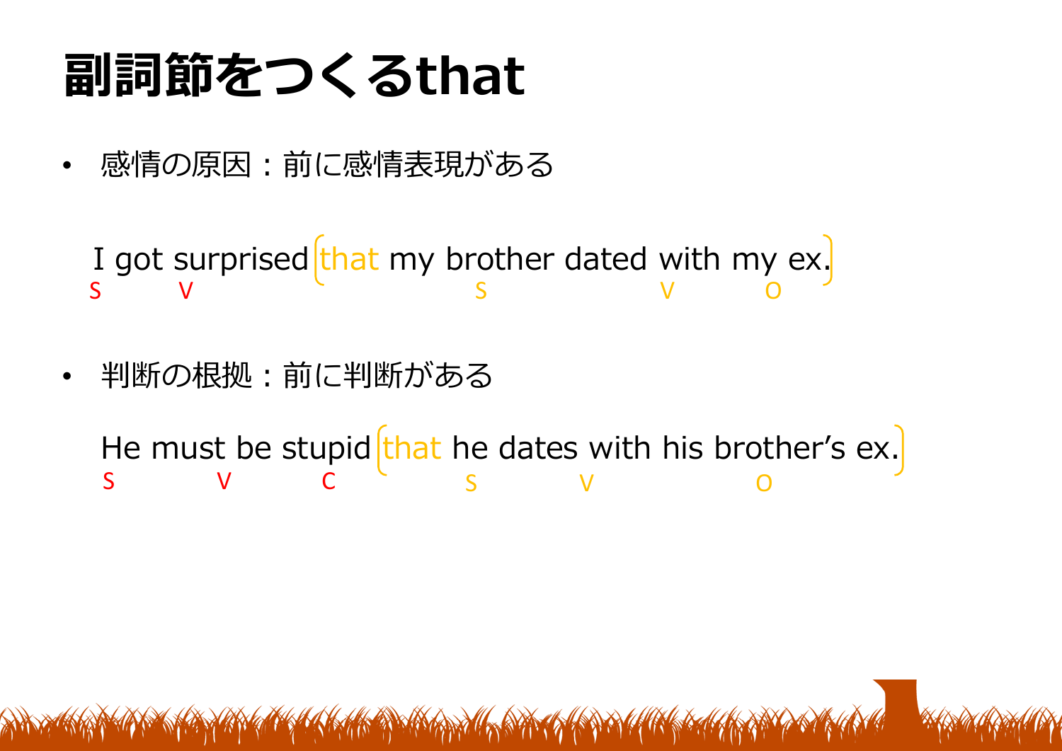# 副詞節をつくるthat

- 感情の原因：前に感情表現がある

I got surprised [that my brother dated with my ex.]
S V S V O

- 判断の根拠：前に判断がある

He must be stupid [that he dates with his brother's ex.]
S V C S V O